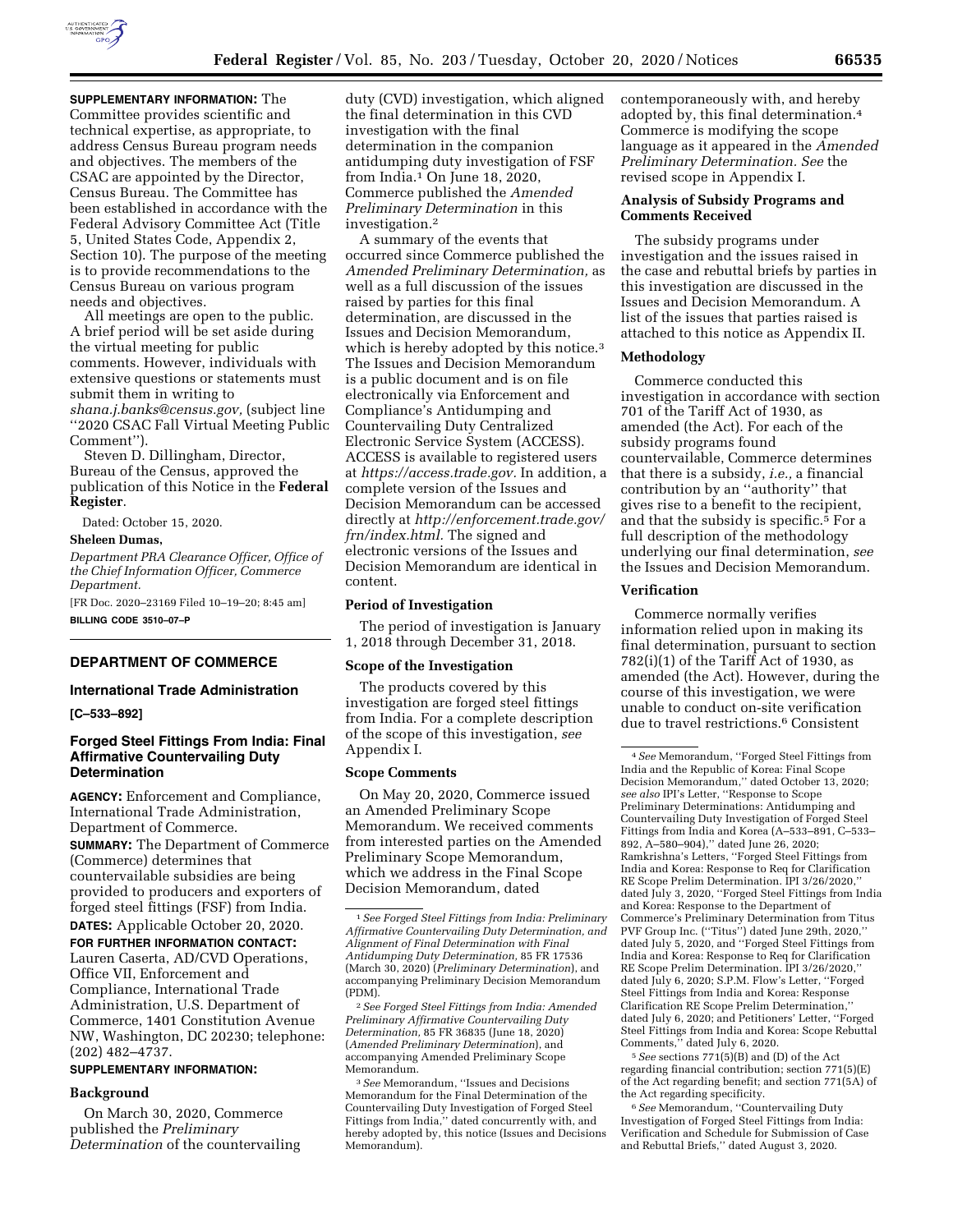**SUPPLEMENTARY INFORMATION:** The Committee provides scientific and technical expertise, as appropriate, to address Census Bureau program needs and objectives. The members of the CSAC are appointed by the Director, Census Bureau. The Committee has been established in accordance with the Federal Advisory Committee Act (Title 5, United States Code, Appendix 2, Section 10). The purpose of the meeting is to provide recommendations to the Census Bureau on various program needs and objectives.

All meetings are open to the public. A brief period will be set aside during the virtual meeting for public comments. However, individuals with extensive questions or statements must submit them in writing to *shana.j.banks@census.gov,* (subject line ''2020 CSAC Fall Virtual Meeting Public Comment'').

Steven D. Dillingham, Director, Bureau of the Census, approved the publication of this Notice in the **Federal Register**.

Dated: October 15, 2020.

**Sheleen Dumas,**

*Department PRA Clearance Officer, Office of the Chief Information Officer, Commerce Department.*

[FR Doc. 2020–23169 Filed 10–19–20; 8:45 am]

**BILLING CODE 3510–07–P**

## DEPARTMENT OF COMMERCE

### International Trade Administration

**[C–533–892]**

### Forged Steel Fittings From India: Final Affirmative Countervailing Duty Determination

**AGENCY:** Enforcement and Compliance, International Trade Administration, Department of Commerce.

**SUMMARY:** The Department of Commerce (Commerce) determines that countervailable subsidies are being provided to producers and exporters of forged steel fittings (FSF) from India.

**DATES:** Applicable October 20, 2020.

**FOR FURTHER INFORMATION CONTACT:** Lauren Caserta, AD/CVD Operations, Office VII, Enforcement and Compliance, International Trade Administration, U.S. Department of Commerce, 1401 Constitution Avenue NW, Washington, DC 20230; telephone: (202) 482–4737.

**SUPPLEMENTARY INFORMATION:**

#### Background

On March 30, 2020, Commerce published the *Preliminary Determination* of the countervailing duty (CVD) investigation, which aligned the final determination in this CVD investigation with the final determination in the companion antidumping duty investigation of FSF from India.[1] On June 18, 2020, Commerce published the *Amended Preliminary Determination* in this investigation.[2]

A summary of the events that occurred since Commerce published the *Amended Preliminary Determination,* as well as a full discussion of the issues raised by parties for this final determination, are discussed in the Issues and Decision Memorandum, which is hereby adopted by this notice.[3] The Issues and Decision Memorandum is a public document and is on file electronically via Enforcement and Compliance's Antidumping and Countervailing Duty Centralized Electronic Service System (ACCESS). ACCESS is available to registered users at *https://access.trade.gov.* In addition, a complete version of the Issues and Decision Memorandum can be accessed directly at *http://enforcement.trade.gov/frn/index.html.* The signed and electronic versions of the Issues and Decision Memorandum are identical in content.

#### Period of Investigation

The period of investigation is January 1, 2018 through December 31, 2018.

#### Scope of the Investigation

The products covered by this investigation are forged steel fittings from India. For a complete description of the scope of this investigation, *see* Appendix I.

#### Scope Comments

On May 20, 2020, Commerce issued an Amended Preliminary Scope Memorandum. We received comments from interested parties on the Amended Preliminary Scope Memorandum, which we address in the Final Scope Decision Memorandum, dated contemporaneously with, and hereby adopted by, this final determination.[4] Commerce is modifying the scope language as it appeared in the *Amended Preliminary Determination. See* the revised scope in Appendix I.

#### Analysis of Subsidy Programs and Comments Received

The subsidy programs under investigation and the issues raised in the case and rebuttal briefs by parties in this investigation are discussed in the Issues and Decision Memorandum. A list of the issues that parties raised is attached to this notice as Appendix II.

#### Methodology

Commerce conducted this investigation in accordance with section 701 of the Tariff Act of 1930, as amended (the Act). For each of the subsidy programs found countervailable, Commerce determines that there is a subsidy, *i.e.,* a financial contribution by an ''authority'' that gives rise to a benefit to the recipient, and that the subsidy is specific.[5] For a full description of the methodology underlying our final determination, *see* the Issues and Decision Memorandum.

#### Verification

Commerce normally verifies information relied upon in making its final determination, pursuant to section 782(i)(1) of the Tariff Act of 1930, as amended (the Act). However, during the course of this investigation, we were unable to conduct on-site verification due to travel restrictions.[6] Consistent

---

[1] *See Forged Steel Fittings from India: Preliminary Affirmative Countervailing Duty Determination, and Alignment of Final Determination with Final Antidumping Duty Determination,* 85 FR 17536 (March 30, 2020) (*Preliminary Determination*), and accompanying Preliminary Decision Memorandum (PDM).

[2] *See Forged Steel Fittings from India: Amended Preliminary Affirmative Countervailing Duty Determination,* 85 FR 36835 (June 18, 2020) (*Amended Preliminary Determination*), and accompanying Amended Preliminary Scope Memorandum.

[3] *See* Memorandum, ''Issues and Decisions Memorandum for the Final Determination of the Countervailing Duty Investigation of Forged Steel Fittings from India,'' dated concurrently with, and hereby adopted by, this notice (Issues and Decisions Memorandum).

[4] *See* Memorandum, ''Forged Steel Fittings from India and the Republic of Korea: Final Scope Decision Memorandum,'' dated October 13, 2020; *see also* IPI's Letter, ''Response to Scope Preliminary Determinations: Antidumping and Countervailing Duty Investigation of Forged Steel Fittings from India and Korea (A–533–891, C–533–892, A–580–904),'' dated June 26, 2020; Ramkrishna's Letters, ''Forged Steel Fittings from India and Korea: Response to Req for Clarification RE Scope Prelim Determination. IPI 3/26/2020,'' dated July 3, 2020, ''Forged Steel Fittings from India and Korea: Response to the Department of Commerce's Preliminary Determination from Titus PVF Group Inc. (''Titus'') dated June 29th, 2020,'' dated July 5, 2020, and ''Forged Steel Fittings from India and Korea: Response to Req for Clarification RE Scope Prelim Determination. IPI 3/26/2020,'' dated July 6, 2020; S.P.M. Flow's Letter, ''Forged Steel Fittings from India and Korea: Response Clarification RE Scope Prelim Determination,'' dated July 6, 2020; and Petitioners' Letter, ''Forged Steel Fittings from India and Korea: Scope Rebuttal Comments,'' dated July 6, 2020.

[5] *See* sections 771(5)(B) and (D) of the Act regarding financial contribution; section 771(5)(E) of the Act regarding benefit; and section 771(5A) of the Act regarding specificity.

[6] *See* Memorandum, ''Countervailing Duty Investigation of Forged Steel Fittings from India: Verification and Schedule for Submission of Case and Rebuttal Briefs,'' dated August 3, 2020.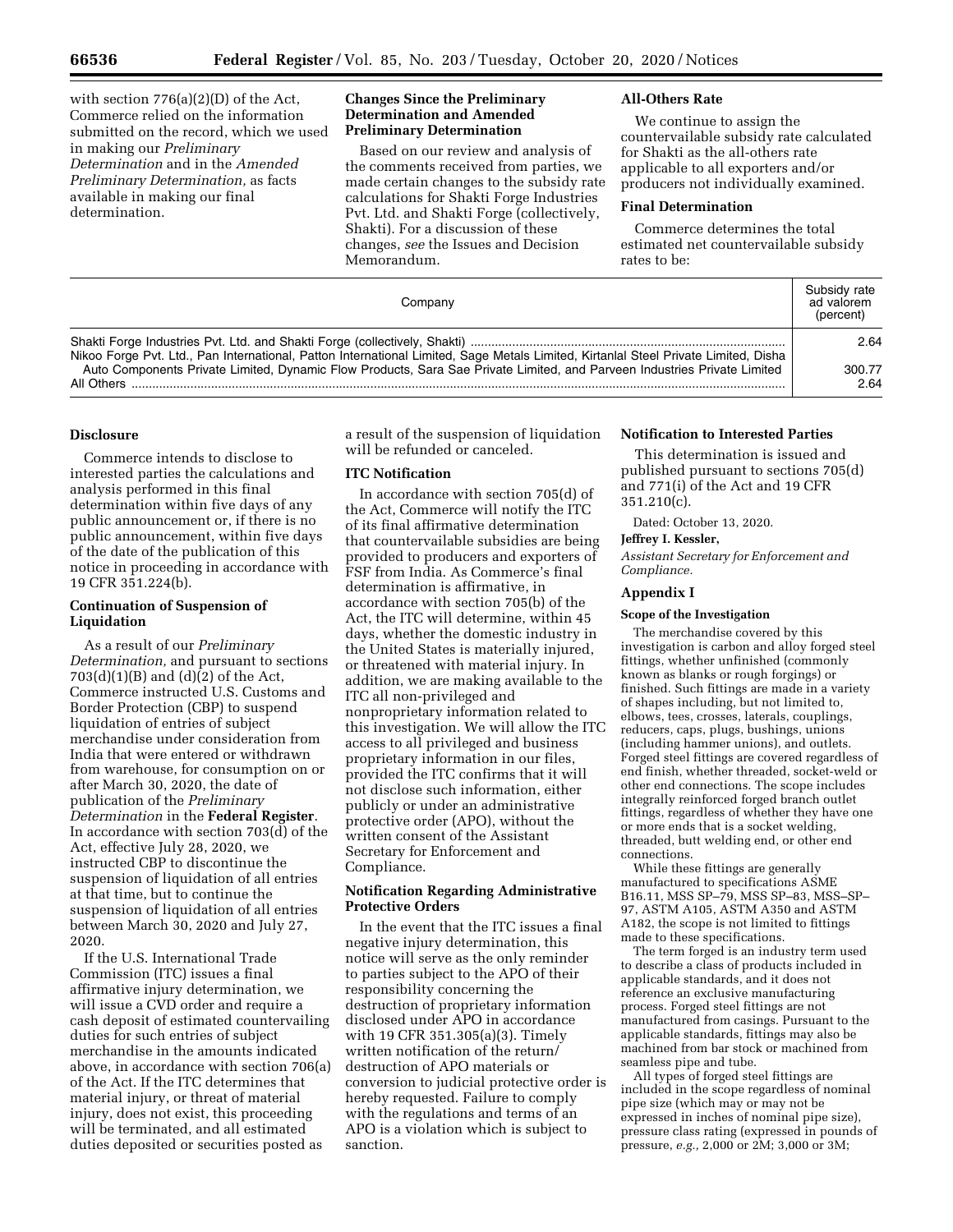with section 776(a)(2)(D) of the Act, Commerce relied on the information submitted on the record, which we used in making our *Preliminary Determination* and in the *Amended Preliminary Determination,* as facts available in making our final determination.

## Changes Since the Preliminary Determination and Amended Preliminary Determination

Based on our review and analysis of the comments received from parties, we made certain changes to the subsidy rate calculations for Shakti Forge Industries Pvt. Ltd. and Shakti Forge (collectively, Shakti). For a discussion of these changes, *see* the Issues and Decision Memorandum.

## All-Others Rate

We continue to assign the countervailable subsidy rate calculated for Shakti as the all-others rate applicable to all exporters and/or producers not individually examined.

## Final Determination

Commerce determines the total estimated net countervailable subsidy rates to be:

| Company | Subsidy rate ad valorem (percent) |
|---|---|
| Shakti Forge Industries Pvt. Ltd. and Shakti Forge (collectively, Shakti) | 2.64 |
| Nikoo Forge Pvt. Ltd., Pan International, Patton International Limited, Sage Metals Limited, Kirtanlal Steel Private Limited, Disha Auto Components Private Limited, Dynamic Flow Products, Sara Sae Private Limited, and Parveen Industries Private Limited | 300.77 |
| All Others | 2.64 |

## Disclosure

Commerce intends to disclose to interested parties the calculations and analysis performed in this final determination within five days of any public announcement or, if there is no public announcement, within five days of the date of the publication of this notice in proceeding in accordance with 19 CFR 351.224(b).

## Continuation of Suspension of Liquidation

As a result of our *Preliminary Determination,* and pursuant to sections 703(d)(1)(B) and (d)(2) of the Act, Commerce instructed U.S. Customs and Border Protection (CBP) to suspend liquidation of entries of subject merchandise under consideration from India that were entered or withdrawn from warehouse, for consumption on or after March 30, 2020, the date of publication of the *Preliminary Determination* in the **Federal Register**. In accordance with section 703(d) of the Act, effective July 28, 2020, we instructed CBP to discontinue the suspension of liquidation of all entries at that time, but to continue the suspension of liquidation of all entries between March 30, 2020 and July 27, 2020.

If the U.S. International Trade Commission (ITC) issues a final affirmative injury determination, we will issue a CVD order and require a cash deposit of estimated countervailing duties for such entries of subject merchandise in the amounts indicated above, in accordance with section 706(a) of the Act. If the ITC determines that material injury, or threat of material injury, does not exist, this proceeding will be terminated, and all estimated duties deposited or securities posted as a result of the suspension of liquidation will be refunded or canceled.

## ITC Notification

In accordance with section 705(d) of the Act, Commerce will notify the ITC of its final affirmative determination that countervailable subsidies are being provided to producers and exporters of FSF from India. As Commerce's final determination is affirmative, in accordance with section 705(b) of the Act, the ITC will determine, within 45 days, whether the domestic industry in the United States is materially injured, or threatened with material injury. In addition, we are making available to the ITC all non-privileged and nonproprietary information related to this investigation. We will allow the ITC access to all privileged and business proprietary information in our files, provided the ITC confirms that it will not disclose such information, either publicly or under an administrative protective order (APO), without the written consent of the Assistant Secretary for Enforcement and Compliance.

## Notification Regarding Administrative Protective Orders

In the event that the ITC issues a final negative injury determination, this notice will serve as the only reminder to parties subject to the APO of their responsibility concerning the destruction of proprietary information disclosed under APO in accordance with 19 CFR 351.305(a)(3). Timely written notification of the return/destruction of APO materials or conversion to judicial protective order is hereby requested. Failure to comply with the regulations and terms of an APO is a violation which is subject to sanction.

## Notification to Interested Parties

This determination is issued and published pursuant to sections 705(d) and 771(i) of the Act and 19 CFR 351.210(c).

Dated: October 13, 2020.

**Jeffrey I. Kessler,**

*Assistant Secretary for Enforcement and Compliance.*

## Appendix I

### Scope of the Investigation

The merchandise covered by this investigation is carbon and alloy forged steel fittings, whether unfinished (commonly known as blanks or rough forgings) or finished. Such fittings are made in a variety of shapes including, but not limited to, elbows, tees, crosses, laterals, couplings, reducers, caps, plugs, bushings, unions (including hammer unions), and outlets. Forged steel fittings are covered regardless of end finish, whether threaded, socket-weld or other end connections. The scope includes integrally reinforced forged branch outlet fittings, regardless of whether they have one or more ends that is a socket welding, threaded, butt welding end, or other end connections.

While these fittings are generally manufactured to specifications ASME B16.11, MSS SP–79, MSS SP–83, MSS–SP–97, ASTM A105, ASTM A350 and ASTM A182, the scope is not limited to fittings made to these specifications.

The term forged is an industry term used to describe a class of products included in applicable standards, and it does not reference an exclusive manufacturing process. Forged steel fittings are not manufactured from casings. Pursuant to the applicable standards, fittings may also be machined from bar stock or machined from seamless pipe and tube.

All types of forged steel fittings are included in the scope regardless of nominal pipe size (which may or may not be expressed in inches of nominal pipe size), pressure class rating (expressed in pounds of pressure, *e.g.,* 2,000 or 2M; 3,000 or 3M;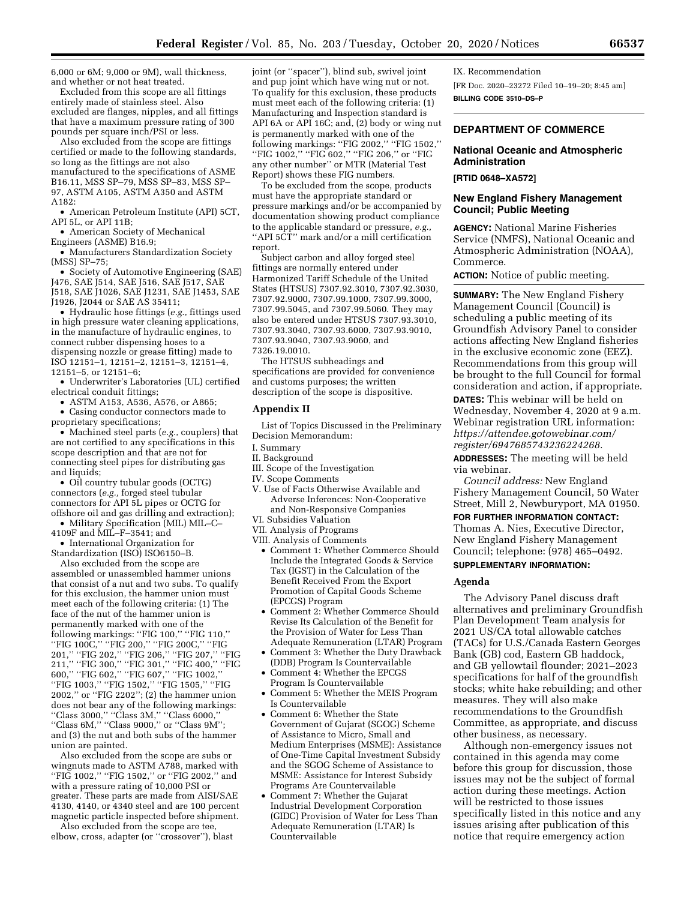6,000 or 6M; 9,000 or 9M), wall thickness, and whether or not heat treated.

Excluded from this scope are all fittings entirely made of stainless steel. Also excluded are flanges, nipples, and all fittings that have a maximum pressure rating of 300 pounds per square inch/PSI or less.

Also excluded from the scope are fittings certified or made to the following standards, so long as the fittings are not also manufactured to the specifications of ASME B16.11, MSS SP–79, MSS SP–83, MSS SP–97, ASTM A105, ASTM A350 and ASTM A182:

- American Petroleum Institute (API) 5CT, API 5L, or API 11B;
- American Society of Mechanical Engineers (ASME) B16.9;
- Manufacturers Standardization Society (MSS) SP–75;
- Society of Automotive Engineering (SAE) J476, SAE J514, SAE J516, SAE J517, SAE J518, SAE J1026, SAE J1231, SAE J1453, SAE J1926, J2044 or SAE AS 35411;
- Hydraulic hose fittings (*e.g.,* fittings used in high pressure water cleaning applications, in the manufacture of hydraulic engines, to connect rubber dispensing hoses to a dispensing nozzle or grease fitting) made to ISO 12151–1, 12151–2, 12151–3, 12151–4, 12151–5, or 12151–6;
- Underwriter's Laboratories (UL) certified electrical conduit fittings;
- ASTM A153, A536, A576, or A865;
- Casing conductor connectors made to proprietary specifications;
- Machined steel parts (*e.g.,* couplers) that are not certified to any specifications in this scope description and that are not for connecting steel pipes for distributing gas and liquids;
- Oil country tubular goods (OCTG) connectors (*e.g.,* forged steel tubular connectors for API 5L pipes or OCTG for offshore oil and gas drilling and extraction);
- Military Specification (MIL) MIL–C–4109F and MIL–F–3541; and
- International Organization for Standardization (ISO) ISO6150–B.

Also excluded from the scope are assembled or unassembled hammer unions that consist of a nut and two subs. To qualify for this exclusion, the hammer union must meet each of the following criteria: (1) The face of the nut of the hammer union is permanently marked with one of the following markings: ''FIG 100,'' ''FIG 110,'' ''FIG 100C,'' ''FIG 200,'' ''FIG 200C,'' ''FIG 201,'' ''FIG 202,'' ''FIG 206,'' ''FIG 207,'' ''FIG 211,'' ''FIG 300,'' ''FIG 301,'' ''FIG 400,'' ''FIG 600,'' ''FIG 602,'' ''FIG 607,'' ''FIG 1002,'' ''FIG 1003,'' ''FIG 1502,'' ''FIG 1505,'' ''FIG 2002,'' or ''FIG 2202''; (2) the hammer union does not bear any of the following markings: ''Class 3000,'' ''Class 3M,'' ''Class 6000,'' ''Class 6M,'' ''Class 9000,'' or ''Class 9M''; and (3) the nut and both subs of the hammer union are painted.

Also excluded from the scope are subs or wingnuts made to ASTM A788, marked with ''FIG 1002,'' ''FIG 1502,'' or ''FIG 2002,'' and with a pressure rating of 10,000 PSI or greater. These parts are made from AISI/SAE 4130, 4140, or 4340 steel and are 100 percent magnetic particle inspected before shipment.

Also excluded from the scope are tee, elbow, cross, adapter (or ''crossover''), blast joint (or ''spacer''), blind sub, swivel joint and pup joint which have wing nut or not. To qualify for this exclusion, these products must meet each of the following criteria: (1) Manufacturing and Inspection standard is API 6A or API 16C; and, (2) body or wing nut is permanently marked with one of the following markings: ''FIG 2002,'' ''FIG 1502,'' ''FIG 1002,'' ''FIG 602,'' ''FIG 206,'' or ''FIG any other number'' or MTR (Material Test Report) shows these FIG numbers.

To be excluded from the scope, products must have the appropriate standard or pressure markings and/or be accompanied by documentation showing product compliance to the applicable standard or pressure, *e.g.,* ''API 5CT'' mark and/or a mill certification report.

Subject carbon and alloy forged steel fittings are normally entered under Harmonized Tariff Schedule of the United States (HTSUS) 7307.92.3010, 7307.92.3030, 7307.92.9000, 7307.99.1000, 7307.99.3000, 7307.99.5045, and 7307.99.5060. They may also be entered under HTSUS 7307.93.3010, 7307.93.3040, 7307.93.6000, 7307.93.9010, 7307.93.9040, 7307.93.9060, and 7326.19.0010.

The HTSUS subheadings and specifications are provided for convenience and customs purposes; the written description of the scope is dispositive.

## Appendix II

List of Topics Discussed in the Preliminary Decision Memorandum:

I. Summary
II. Background
III. Scope of the Investigation
IV. Scope Comments
V. Use of Facts Otherwise Available and Adverse Inferences: Non-Cooperative and Non-Responsive Companies
VI. Subsidies Valuation
VII. Analysis of Programs
VIII. Analysis of Comments

- Comment 1: Whether Commerce Should Include the Integrated Goods & Service Tax (IGST) in the Calculation of the Benefit Received From the Export Promotion of Capital Goods Scheme (EPCGS) Program
- Comment 2: Whether Commerce Should Revise Its Calculation of the Benefit for the Provision of Water for Less Than Adequate Remuneration (LTAR) Program
- Comment 3: Whether the Duty Drawback (DDB) Program Is Countervailable
- Comment 4: Whether the EPCGS Program Is Countervailable
- Comment 5: Whether the MEIS Program Is Countervailable
- Comment 6: Whether the State Government of Gujarat (SGOG) Scheme of Assistance to Micro, Small and Medium Enterprises (MSME): Assistance of One-Time Capital Investment Subsidy and the SGOG Scheme of Assistance to MSME: Assistance for Interest Subsidy Programs Are Countervailable
- Comment 7: Whether the Gujarat Industrial Development Corporation (GIDC) Provision of Water for Less Than Adequate Remuneration (LTAR) Is Countervailable

IX. Recommendation

[FR Doc. 2020–23272 Filed 10–19–20; 8:45 am]

**BILLING CODE 3510–DS–P**

## DEPARTMENT OF COMMERCE

### National Oceanic and Atmospheric Administration

**[RTID 0648–XA572]**

### New England Fishery Management Council; Public Meeting

**AGENCY:** National Marine Fisheries Service (NMFS), National Oceanic and Atmospheric Administration (NOAA), Commerce.

**ACTION:** Notice of public meeting.

**SUMMARY:** The New England Fishery Management Council (Council) is scheduling a public meeting of its Groundfish Advisory Panel to consider actions affecting New England fisheries in the exclusive economic zone (EEZ). Recommendations from this group will be brought to the full Council for formal consideration and action, if appropriate.

**DATES:** This webinar will be held on Wednesday, November 4, 2020 at 9 a.m. Webinar registration URL information: *https://attendee.gotowebinar.com/register/6947685743236224268.*

**ADDRESSES:** The meeting will be held via webinar.

*Council address:* New England Fishery Management Council, 50 Water Street, Mill 2, Newburyport, MA 01950.

**FOR FURTHER INFORMATION CONTACT:** Thomas A. Nies, Executive Director, New England Fishery Management Council; telephone: (978) 465–0492.

**SUPPLEMENTARY INFORMATION:**

### Agenda

The Advisory Panel discuss draft alternatives and preliminary Groundfish Plan Development Team analysis for 2021 US/CA total allowable catches (TACs) for U.S./Canada Eastern Georges Bank (GB) cod, Eastern GB haddock, and GB yellowtail flounder; 2021–2023 specifications for half of the groundfish stocks; white hake rebuilding; and other measures. They will also make recommendations to the Groundfish Committee, as appropriate, and discuss other business, as necessary.

Although non-emergency issues not contained in this agenda may come before this group for discussion, those issues may not be the subject of formal action during these meetings. Action will be restricted to those issues specifically listed in this notice and any issues arising after publication of this notice that require emergency action